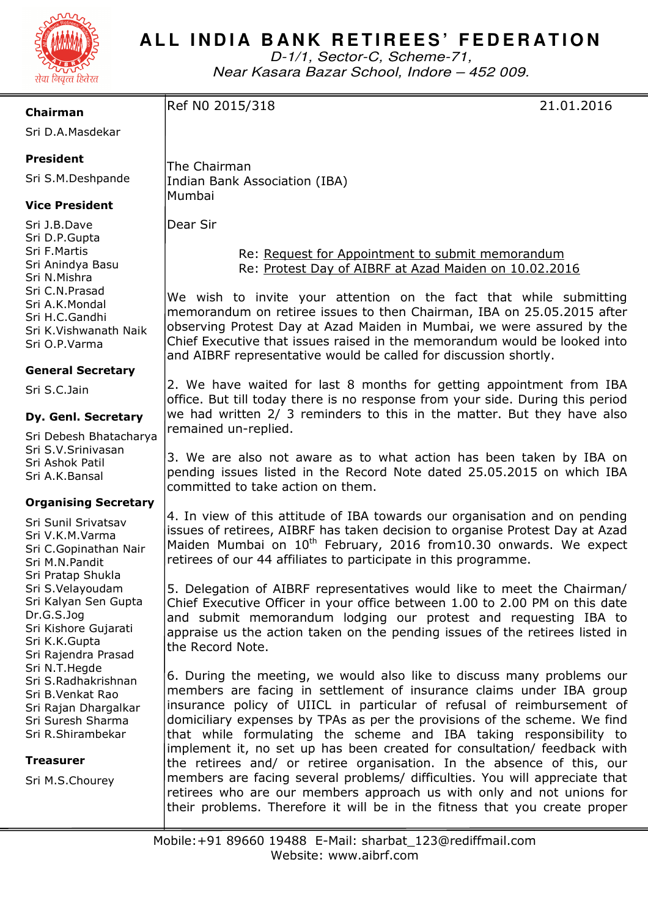# ALL INDIA BANK RETIREES' FEDERATION

*D-1/1, Sector-C, Scheme-71,*
*Near Kasara Bazar School, Indore – 452 009.*

---

**Chairman**
Sri D.A.Masdekar

**President**
Sri S.M.Deshpande

**Vice President**
Sri J.B.Dave
Sri D.P.Gupta
Sri F.Martis
Sri Anindya Basu
Sri N.Mishra
Sri C.N.Prasad
Sri A.K.Mondal
Sri H.C.Gandhi
Sri K.Vishwanath Naik
Sri O.P.Varma

**General Secretary**
Sri S.C.Jain

**Dy. Genl. Secretary**
Sri Debesh Bhatacharya
Sri S.V.Srinivasan
Sri Ashok Patil
Sri A.K.Bansal

**Organising Secretary**
Sri Sunil Srivatsav
Sri V.K.M.Varma
Sri C.Gopinathan Nair
Sri M.N.Pandit
Sri Pratap Shukla
Sri S.Velayoudam
Sri Kalyan Sen Gupta
Dr.G.S.Jog
Sri Kishore Gujarati
Sri K.K.Gupta
Sri Rajendra Prasad
Sri N.T.Hegde
Sri S.Radhakrishnan
Sri B.Venkat Rao
Sri Rajan Dhargalkar
Sri Suresh Sharma
Sri R.Shirambekar

**Treasurer**
Sri M.S.Chourey

---

Ref N0 2015/318 21.01.2016

The Chairman
Indian Bank Association (IBA)
Mumbai

Dear Sir

Re: Request for Appointment to submit memorandum
Re: Protest Day of AIBRF at Azad Maiden on 10.02.2016

We wish to invite your attention on the fact that while submitting memorandum on retiree issues to then Chairman, IBA on 25.05.2015 after observing Protest Day at Azad Maiden in Mumbai, we were assured by the Chief Executive that issues raised in the memorandum would be looked into and AIBRF representative would be called for discussion shortly.

2. We have waited for last 8 months for getting appointment from IBA office. But till today there is no response from your side. During this period we had written 2/ 3 reminders to this in the matter. But they have also remained un-replied.

3. We are also not aware as to what action has been taken by IBA on pending issues listed in the Record Note dated 25.05.2015 on which IBA committed to take action on them.

4. In view of this attitude of IBA towards our organisation and on pending issues of retirees, AIBRF has taken decision to organise Protest Day at Azad Maiden Mumbai on 10th February, 2016 from10.30 onwards. We expect retirees of our 44 affiliates to participate in this programme.

5. Delegation of AIBRF representatives would like to meet the Chairman/ Chief Executive Officer in your office between 1.00 to 2.00 PM on this date and submit memorandum lodging our protest and requesting IBA to appraise us the action taken on the pending issues of the retirees listed in the Record Note.

6. During the meeting, we would also like to discuss many problems our members are facing in settlement of insurance claims under IBA group insurance policy of UIICL in particular of refusal of reimbursement of domiciliary expenses by TPAs as per the provisions of the scheme. We find that while formulating the scheme and IBA taking responsibility to implement it, no set up has been created for consultation/ feedback with the retirees and/ or retiree organisation. In the absence of this, our members are facing several problems/ difficulties. You will appreciate that retirees who are our members approach us with only and not unions for their problems. Therefore it will be in the fitness that you create proper

---

Mobile:+91 89660 19488 E-Mail: sharbat_123@rediffmail.com
Website: www.aibrf.com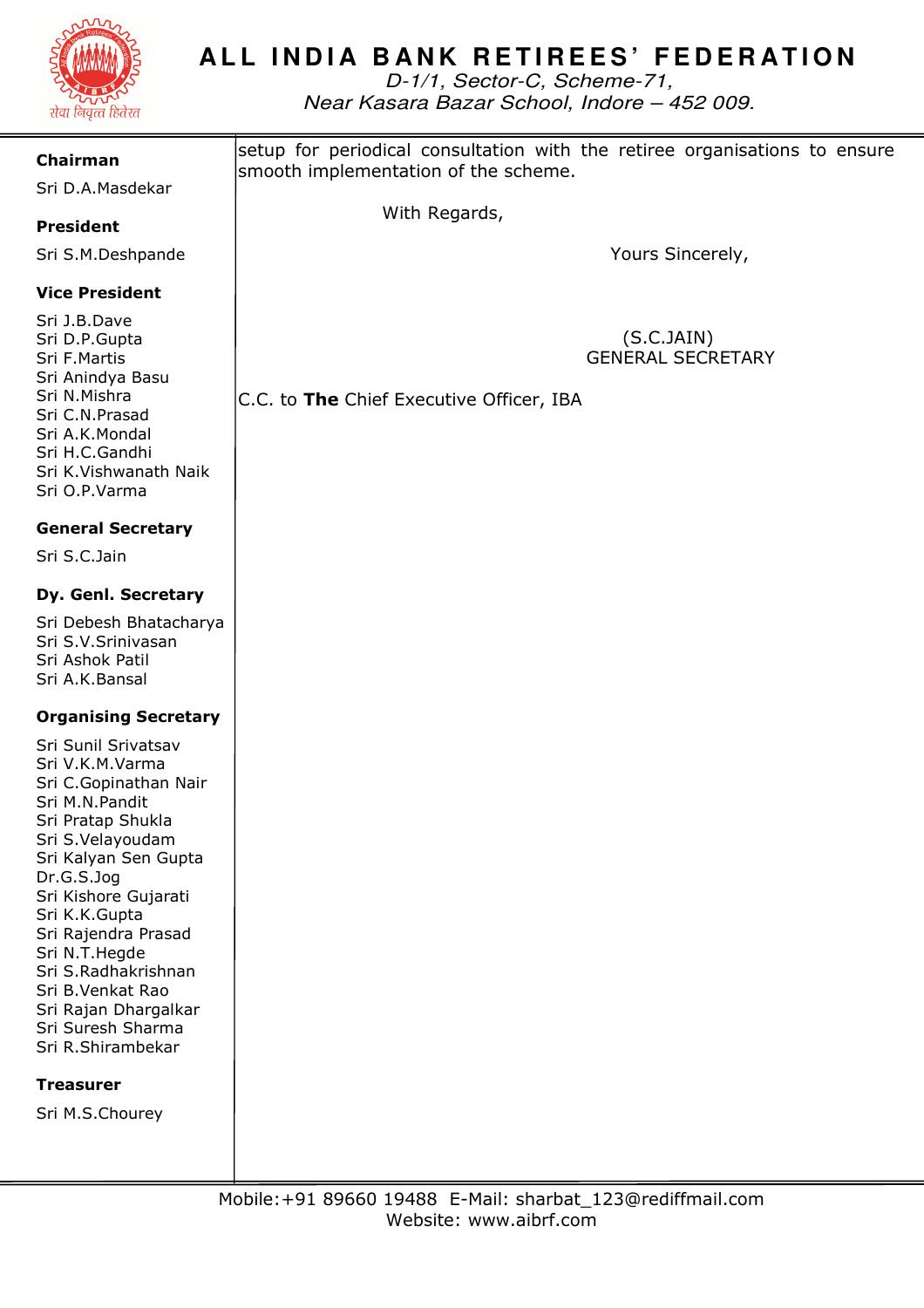# ALL INDIA BANK RETIREES' FEDERATION

*D-1/1, Sector-C, Scheme-71,*
*Near Kasara Bazar School, Indore – 452 009.*

**Chairman**
Sri D.A.Masdekar

**President**
Sri S.M.Deshpande

**Vice President**
Sri J.B.Dave
Sri D.P.Gupta
Sri F.Martis
Sri Anindya Basu
Sri N.Mishra
Sri C.N.Prasad
Sri A.K.Mondal
Sri H.C.Gandhi
Sri K.Vishwanath Naik
Sri O.P.Varma

**General Secretary**
Sri S.C.Jain

**Dy. Genl. Secretary**
Sri Debesh Bhatacharya
Sri S.V.Srinivasan
Sri Ashok Patil
Sri A.K.Bansal

**Organising Secretary**
Sri Sunil Srivatsav
Sri V.K.M.Varma
Sri C.Gopinathan Nair
Sri M.N.Pandit
Sri Pratap Shukla
Sri S.Velayoudam
Sri Kalyan Sen Gupta
Dr.G.S.Jog
Sri Kishore Gujarati
Sri K.K.Gupta
Sri Rajendra Prasad
Sri N.T.Hegde
Sri S.Radhakrishnan
Sri B.Venkat Rao
Sri Rajan Dhargalkar
Sri Suresh Sharma
Sri R.Shirambekar

**Treasurer**
Sri M.S.Chourey

setup for periodical consultation with the retiree organisations to ensure smooth implementation of the scheme.

With Regards,

Yours Sincerely,

(S.C.JAIN)
GENERAL SECRETARY

C.C. to **The** Chief Executive Officer, IBA

Mobile:+91 89660 19488 E-Mail: sharbat_123@rediffmail.com
Website: www.aibrf.com